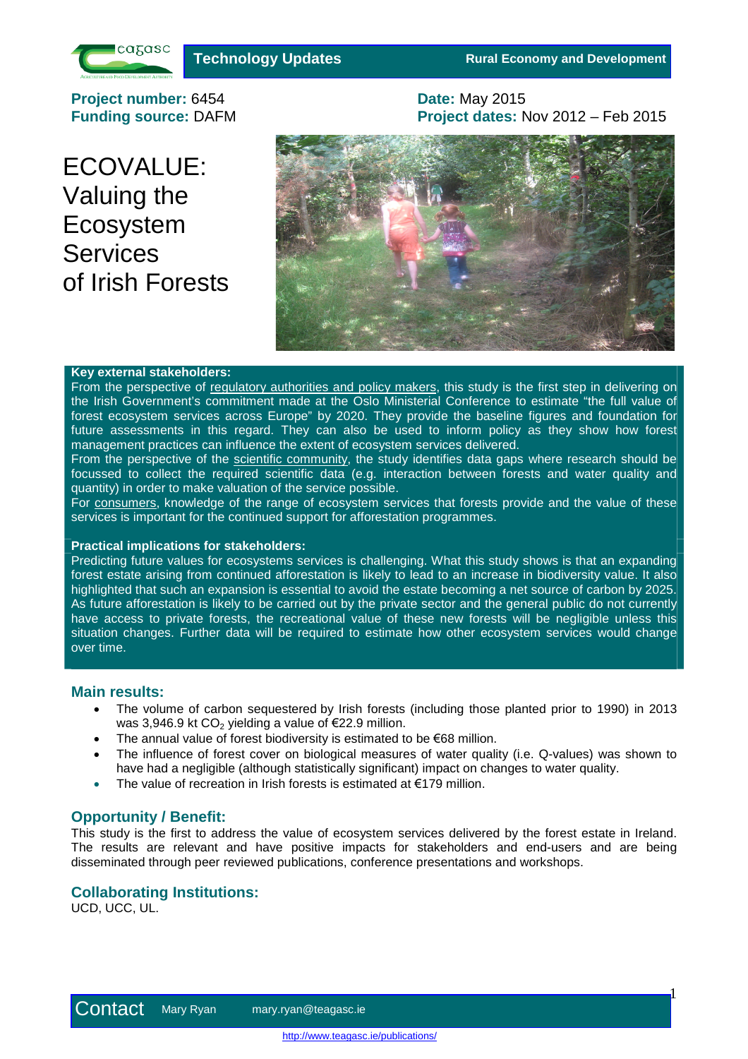Technology Updates — Rural Economy and Development

**Project number:** 6454
**Funding source:** DAFM

**Date:** May 2015
**Project dates:** Nov 2012 – Feb 2015

# ECOVALUE: Valuing the Ecosystem Services of Irish Forests

**Key external stakeholders:**

From the perspective of regulatory authorities and policy makers, this study is the first step in delivering on the Irish Government's commitment made at the Oslo Ministerial Conference to estimate "the full value of forest ecosystem services across Europe" by 2020. They provide the baseline figures and foundation for future assessments in this regard. They can also be used to inform policy as they show how forest management practices can influence the extent of ecosystem services delivered.

From the perspective of the scientific community, the study identifies data gaps where research should be focussed to collect the required scientific data (e.g. interaction between forests and water quality and quantity) in order to make valuation of the service possible.

For consumers, knowledge of the range of ecosystem services that forests provide and the value of these services is important for the continued support for afforestation programmes.

**Practical implications for stakeholders:**

Predicting future values for ecosystems services is challenging. What this study shows is that an expanding forest estate arising from continued afforestation is likely to lead to an increase in biodiversity value. It also highlighted that such an expansion is essential to avoid the estate becoming a net source of carbon by 2025. As future afforestation is likely to be carried out by the private sector and the general public do not currently have access to private forests, the recreational value of these new forests will be negligible unless this situation changes. Further data will be required to estimate how other ecosystem services would change over time.

## Main results:

- The volume of carbon sequestered by Irish forests (including those planted prior to 1990) in 2013 was 3,946.9 kt $CO_2$ yielding a value of €22.9 million.
- The annual value of forest biodiversity is estimated to be €68 million.
- The influence of forest cover on biological measures of water quality (i.e. Q-values) was shown to have had a negligible (although statistically significant) impact on changes to water quality.
- The value of recreation in Irish forests is estimated at €179 million.

## Opportunity / Benefit:

This study is the first to address the value of ecosystem services delivered by the forest estate in Ireland. The results are relevant and have positive impacts for stakeholders and end-users and are being disseminated through peer reviewed publications, conference presentations and workshops.

## Collaborating Institutions:

UCD, UCC, UL.

**Contact** Mary Ryan mary.ryan@teagasc.ie

http://www.teagasc.ie/publications/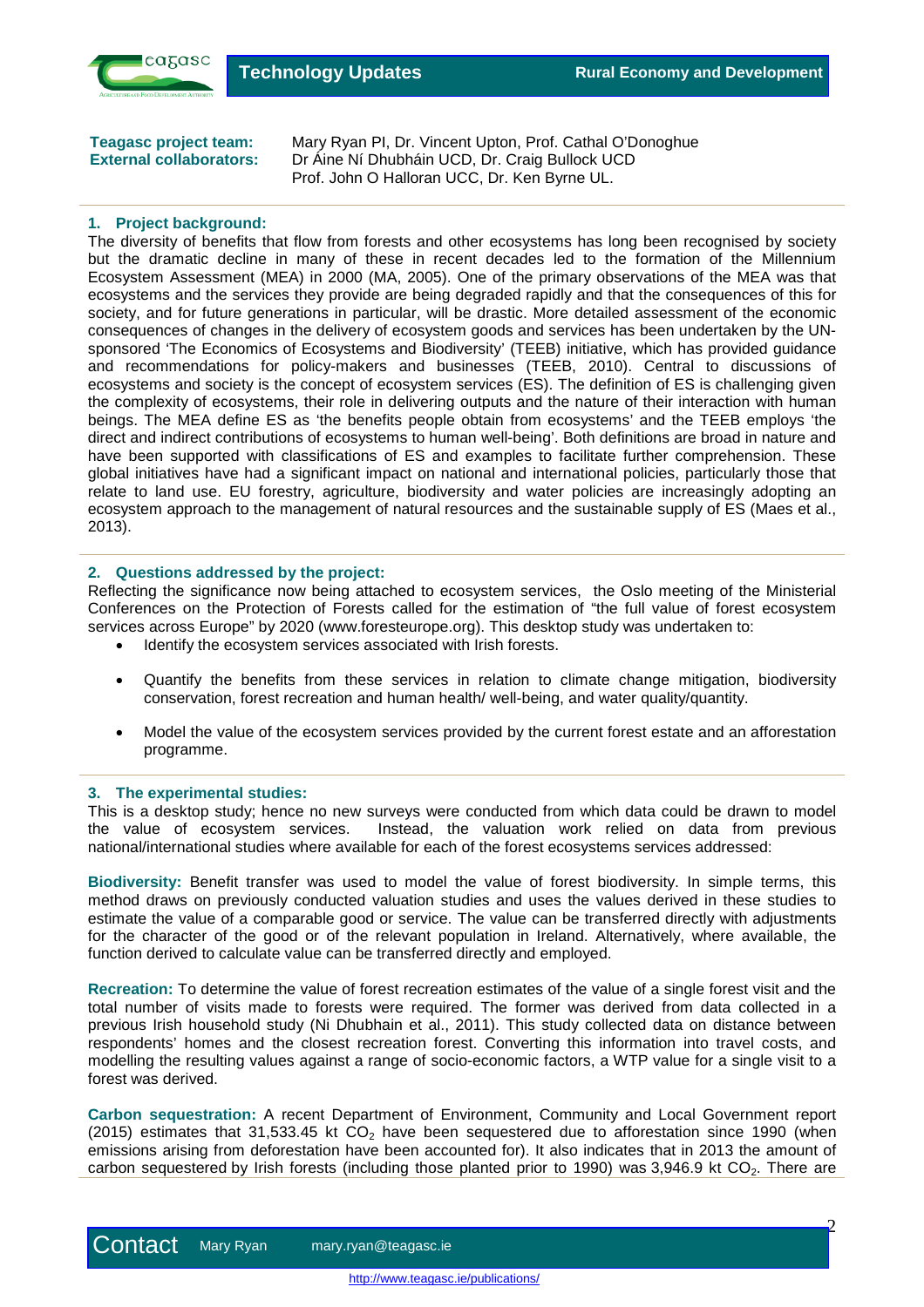**Teagasc project team:** Mary Ryan PI, Dr. Vincent Upton, Prof. Cathal O'Donoghue
**External collaborators:** Dr Áine Ní Dhubháin UCD, Dr. Craig Bullock UCD
Prof. John O Halloran UCC, Dr. Ken Byrne UL.

## 1. Project background:

The diversity of benefits that flow from forests and other ecosystems has long been recognised by society but the dramatic decline in many of these in recent decades led to the formation of the Millennium Ecosystem Assessment (MEA) in 2000 (MA, 2005). One of the primary observations of the MEA was that ecosystems and the services they provide are being degraded rapidly and that the consequences of this for society, and for future generations in particular, will be drastic. More detailed assessment of the economic consequences of changes in the delivery of ecosystem goods and services has been undertaken by the UN-sponsored 'The Economics of Ecosystems and Biodiversity' (TEEB) initiative, which has provided guidance and recommendations for policy-makers and businesses (TEEB, 2010). Central to discussions of ecosystems and society is the concept of ecosystem services (ES). The definition of ES is challenging given the complexity of ecosystems, their role in delivering outputs and the nature of their interaction with human beings. The MEA define ES as 'the benefits people obtain from ecosystems' and the TEEB employs 'the direct and indirect contributions of ecosystems to human well-being'. Both definitions are broad in nature and have been supported with classifications of ES and examples to facilitate further comprehension. These global initiatives have had a significant impact on national and international policies, particularly those that relate to land use. EU forestry, agriculture, biodiversity and water policies are increasingly adopting an ecosystem approach to the management of natural resources and the sustainable supply of ES (Maes et al., 2013).

## 2. Questions addressed by the project:

Reflecting the significance now being attached to ecosystem services, the Oslo meeting of the Ministerial Conferences on the Protection of Forests called for the estimation of "the full value of forest ecosystem services across Europe" by 2020 (www.foresteurope.org). This desktop study was undertaken to:

- Identify the ecosystem services associated with Irish forests.
- Quantify the benefits from these services in relation to climate change mitigation, biodiversity conservation, forest recreation and human health/ well-being, and water quality/quantity.
- Model the value of the ecosystem services provided by the current forest estate and an afforestation programme.

## 3. The experimental studies:

This is a desktop study; hence no new surveys were conducted from which data could be drawn to model the value of ecosystem services. Instead, the valuation work relied on data from previous national/international studies where available for each of the forest ecosystems services addressed:

**Biodiversity:** Benefit transfer was used to model the value of forest biodiversity. In simple terms, this method draws on previously conducted valuation studies and uses the values derived in these studies to estimate the value of a comparable good or service. The value can be transferred directly with adjustments for the character of the good or of the relevant population in Ireland. Alternatively, where available, the function derived to calculate value can be transferred directly and employed.

**Recreation:** To determine the value of forest recreation estimates of the value of a single forest visit and the total number of visits made to forests were required. The former was derived from data collected in a previous Irish household study (Ni Dhubhain et al., 2011). This study collected data on distance between respondents' homes and the closest recreation forest. Converting this information into travel costs, and modelling the resulting values against a range of socio-economic factors, a WTP value for a single visit to a forest was derived.

**Carbon sequestration:** A recent Department of Environment, Community and Local Government report (2015) estimates that 31,533.45 kt $CO_2$ have been sequestered due to afforestation since 1990 (when emissions arising from deforestation have been accounted for). It also indicates that in 2013 the amount of carbon sequestered by Irish forests (including those planted prior to 1990) was 3,946.9 kt $CO_2$. There are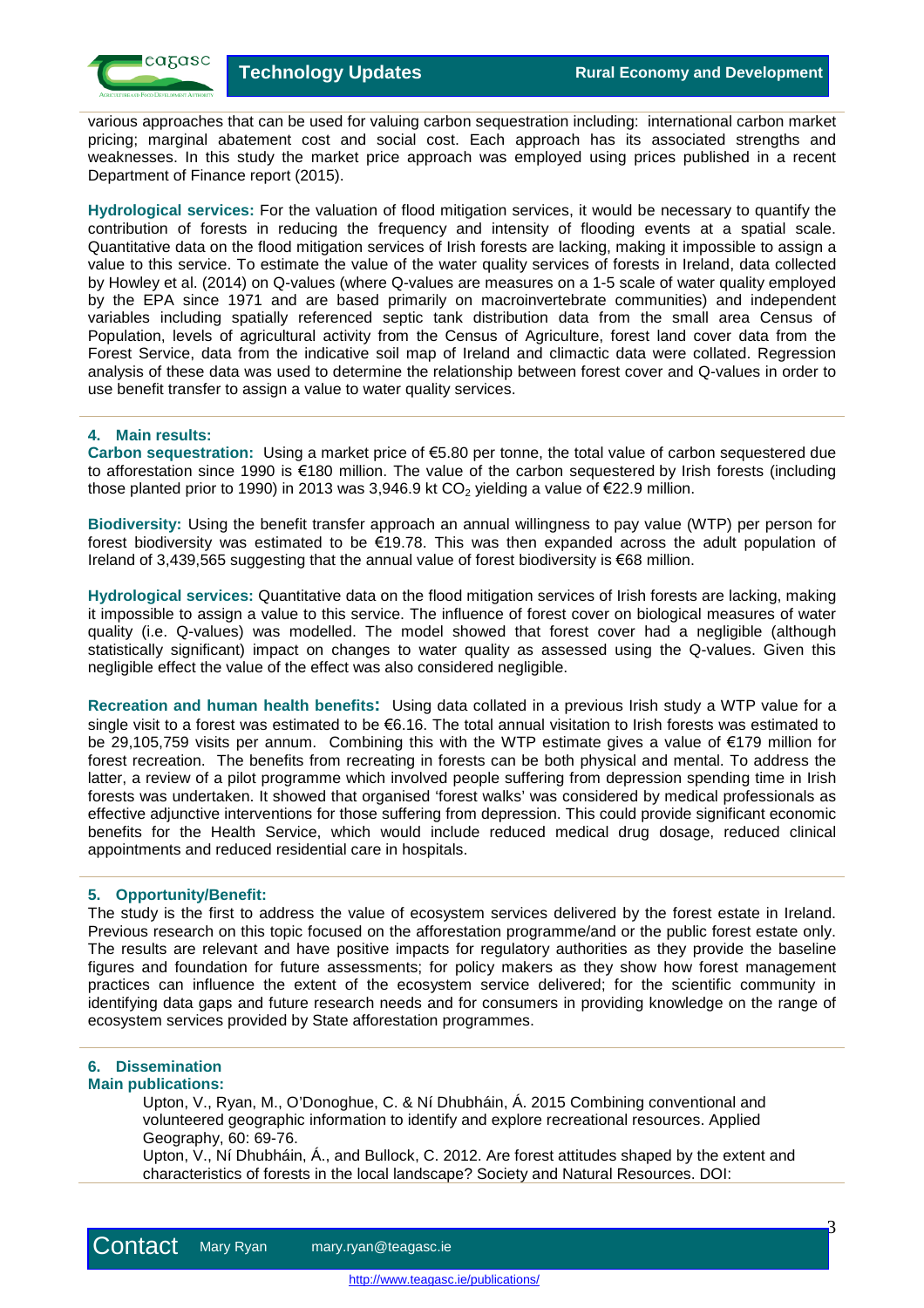various approaches that can be used for valuing carbon sequestration including: international carbon market pricing; marginal abatement cost and social cost. Each approach has its associated strengths and weaknesses. In this study the market price approach was employed using prices published in a recent Department of Finance report (2015).

**Hydrological services:** For the valuation of flood mitigation services, it would be necessary to quantify the contribution of forests in reducing the frequency and intensity of flooding events at a spatial scale. Quantitative data on the flood mitigation services of Irish forests are lacking, making it impossible to assign a value to this service. To estimate the value of the water quality services of forests in Ireland, data collected by Howley et al. (2014) on Q-values (where Q-values are measures on a 1-5 scale of water quality employed by the EPA since 1971 and are based primarily on macroinvertebrate communities) and independent variables including spatially referenced septic tank distribution data from the small area Census of Population, levels of agricultural activity from the Census of Agriculture, forest land cover data from the Forest Service, data from the indicative soil map of Ireland and climactic data were collated. Regression analysis of these data was used to determine the relationship between forest cover and Q-values in order to use benefit transfer to assign a value to water quality services.

## 4. Main results:

**Carbon sequestration:** Using a market price of €5.80 per tonne, the total value of carbon sequestered due to afforestation since 1990 is €180 million. The value of the carbon sequestered by Irish forests (including those planted prior to 1990) in 2013 was 3,946.9 kt $CO_2$ yielding a value of €22.9 million.

**Biodiversity:** Using the benefit transfer approach an annual willingness to pay value (WTP) per person for forest biodiversity was estimated to be €19.78. This was then expanded across the adult population of Ireland of 3,439,565 suggesting that the annual value of forest biodiversity is €68 million.

**Hydrological services:** Quantitative data on the flood mitigation services of Irish forests are lacking, making it impossible to assign a value to this service. The influence of forest cover on biological measures of water quality (i.e. Q-values) was modelled. The model showed that forest cover had a negligible (although statistically significant) impact on changes to water quality as assessed using the Q-values. Given this negligible effect the value of the effect was also considered negligible.

**Recreation and human health benefits:** Using data collated in a previous Irish study a WTP value for a single visit to a forest was estimated to be €6.16. The total annual visitation to Irish forests was estimated to be 29,105,759 visits per annum. Combining this with the WTP estimate gives a value of €179 million for forest recreation. The benefits from recreating in forests can be both physical and mental. To address the latter, a review of a pilot programme which involved people suffering from depression spending time in Irish forests was undertaken. It showed that organised 'forest walks' was considered by medical professionals as effective adjunctive interventions for those suffering from depression. This could provide significant economic benefits for the Health Service, which would include reduced medical drug dosage, reduced clinical appointments and reduced residential care in hospitals.

## 5. Opportunity/Benefit:

The study is the first to address the value of ecosystem services delivered by the forest estate in Ireland. Previous research on this topic focused on the afforestation programme/and or the public forest estate only. The results are relevant and have positive impacts for regulatory authorities as they provide the baseline figures and foundation for future assessments; for policy makers as they show how forest management practices can influence the extent of the ecosystem service delivered; for the scientific community in identifying data gaps and future research needs and for consumers in providing knowledge on the range of ecosystem services provided by State afforestation programmes.

## 6. Dissemination

**Main publications:**

Upton, V., Ryan, M., O'Donoghue, C. & Ní Dhubháin, Á. 2015 Combining conventional and volunteered geographic information to identify and explore recreational resources. Applied Geography, 60: 69-76.

Upton, V., Ní Dhubháin, Á., and Bullock, C. 2012. Are forest attitudes shaped by the extent and characteristics of forests in the local landscape? Society and Natural Resources. DOI: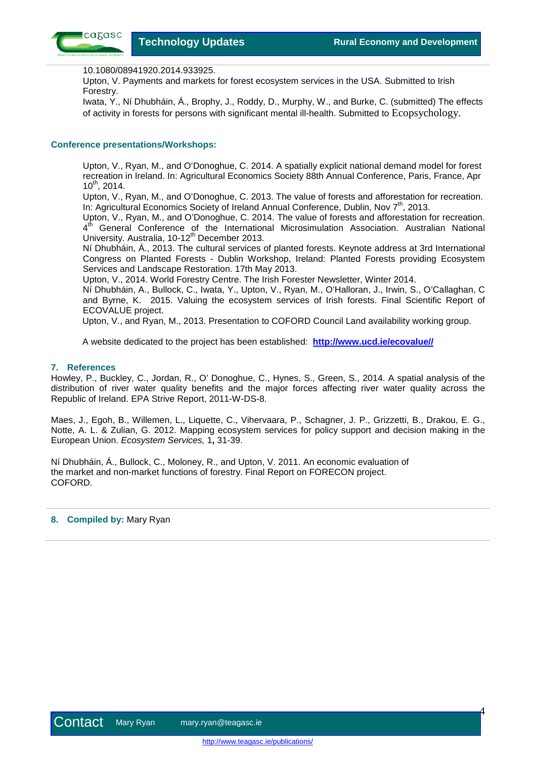10.1080/08941920.2014.933925.

Upton, V. Payments and markets for forest ecosystem services in the USA. Submitted to Irish Forestry.

Iwata, Y., Ní Dhubháin, Á., Brophy, J., Roddy, D., Murphy, W., and Burke, C. (submitted) The effects of activity in forests for persons with significant mental ill-health. Submitted to Ecopsychology.

**Conference presentations/Workshops:**

Upton, V., Ryan, M., and O'Donoghue, C. 2014. A spatially explicit national demand model for forest recreation in Ireland. In: Agricultural Economics Society 88th Annual Conference, Paris, France, Apr 10th, 2014.

Upton, V., Ryan, M., and O'Donoghue, C. 2013. The value of forests and afforestation for recreation. In: Agricultural Economics Society of Ireland Annual Conference, Dublin, Nov 7th, 2013.

Upton, V., Ryan, M., and O'Donoghue, C. 2014. The value of forests and afforestation for recreation. 4th General Conference of the International Microsimulation Association. Australian National University. Australia, 10-12th December 2013.

Ní Dhubháin, Á., 2013. The cultural services of planted forests. Keynote address at 3rd International Congress on Planted Forests - Dublin Workshop, Ireland: Planted Forests providing Ecosystem Services and Landscape Restoration. 17th May 2013.

Upton, V., 2014. World Forestry Centre. The Irish Forester Newsletter, Winter 2014.

Ní Dhubháin, A., Bullock, C., Iwata, Y., Upton, V., Ryan, M., O'Halloran, J., Irwin, S., O'Callaghan, C and Byrne, K. 2015. Valuing the ecosystem services of Irish forests. Final Scientific Report of ECOVALUE project.

Upton, V., and Ryan, M., 2013. Presentation to COFORD Council Land availability working group.

A website dedicated to the project has been established: **http://www.ucd.ie/ecovalue//**

## 7. References

Howley, P., Buckley, C., Jordan, R., O' Donoghue, C., Hynes, S., Green, S., 2014. A spatial analysis of the distribution of river water quality benefits and the major forces affecting river water quality across the Republic of Ireland. EPA Strive Report, 2011-W-DS-8.

Maes, J., Egoh, B., Willemen, L., Liquette, C., Vihervaara, P., Schagner, J. P., Grizzetti, B., Drakou, E. G., Notte, A. L. & Zulian, G. 2012. Mapping ecosystem services for policy support and decision making in the European Union. *Ecosystem Services,* 1**,** 31-39.

Ní Dhubháin, Á., Bullock, C., Moloney, R., and Upton, V. 2011. An economic evaluation of the market and non-market functions of forestry. Final Report on FORECON project. COFORD.

## 8. Compiled by: Mary Ryan

Contact Mary Ryan mary.ryan@teagasc.ie